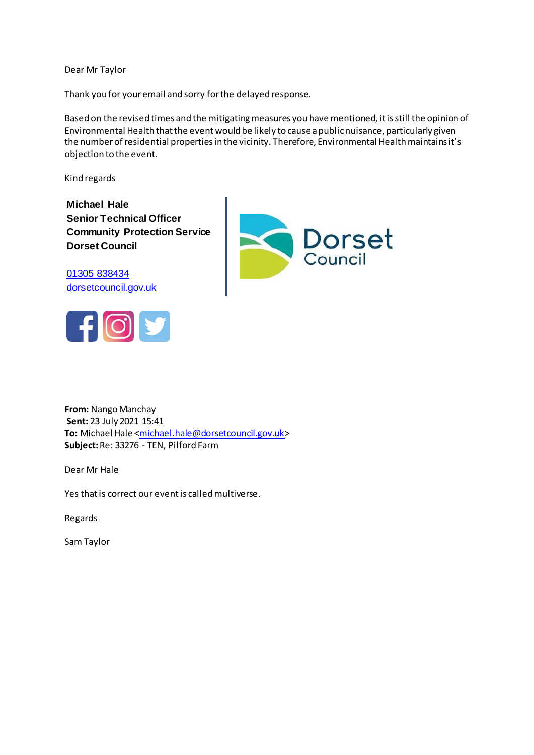Dear Mr Taylor

Thank you for your email and sorry for the delayed response.

Based on the revised times and the mitigating measures you have mentioned, it is still the opinion of Environmental Health that the event would be likely to cause a public nuisance, particularly given the number of residential properties in the vicinity. Therefore, Environmental Health maintains it's objection to the event.

Kind regards

**Michael Hale**
**Senior Technical Officer**
**Community Protection Service**
**Dorset Council**

01305 838434
dorsetcouncil.gov.uk

**From:** Nango Manchay
**Sent:** 23 July 2021 15:41
**To:** Michael Hale <michael.hale@dorsetcouncil.gov.uk>
**Subject:** Re: 33276 - TEN, Pilford Farm

Dear Mr Hale

Yes that is correct our event is called multiverse.

Regards

Sam Taylor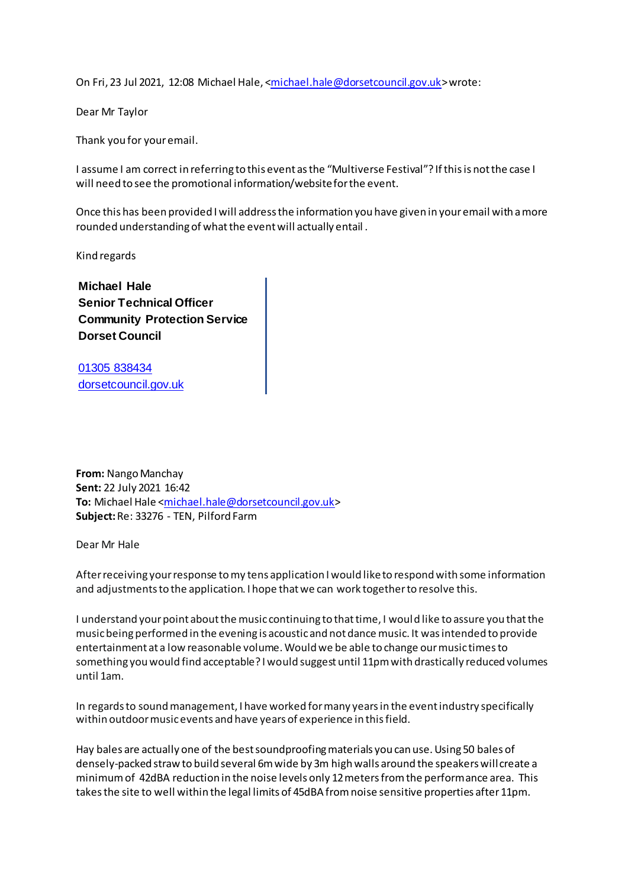On Fri, 23 Jul 2021, 12:08 Michael Hale, <michael.hale@dorsetcouncil.gov.uk> wrote:

Dear Mr Taylor

Thank you for your email.

I assume I am correct in referring to this event as the "Multiverse Festival"? If this is not the case I will need to see the promotional information/website for the event.

Once this has been provided I will address the information you have given in your email with a more rounded understanding of what the event will actually entail .

Kind regards

**Michael Hale**
**Senior Technical Officer**
**Community Protection Service**
**Dorset Council**

01305 838434
dorsetcouncil.gov.uk

**From:** Nango Manchay
**Sent:** 22 July 2021 16:42
**To:** Michael Hale <michael.hale@dorsetcouncil.gov.uk>
**Subject:** Re: 33276 - TEN, Pilford Farm

Dear Mr Hale

After receiving your response to my tens application I would like to respond with some information and adjustments to the application. I hope that we can work together to resolve this.

I understand your point about the music continuing to that time, I would like to assure you that the music being performed in the evening is acoustic and not dance music. It was intended to provide entertainment at a low reasonable volume. Would we be able to change our music times to something you would find acceptable? I would suggest until 11pm with drastically reduced volumes until 1am.

In regards to sound management, I have worked for many years in the event industry specifically within outdoor music events and have years of experience in this field.

Hay bales are actually one of the best soundproofing materials you can use. Using 50 bales of densely-packed straw to build several 6m wide by 3m high walls around the speakers will create a minimum of 42dBA reduction in the noise levels only 12 meters from the performance area. This takes the site to well within the legal limits of 45dBA from noise sensitive properties after 11pm.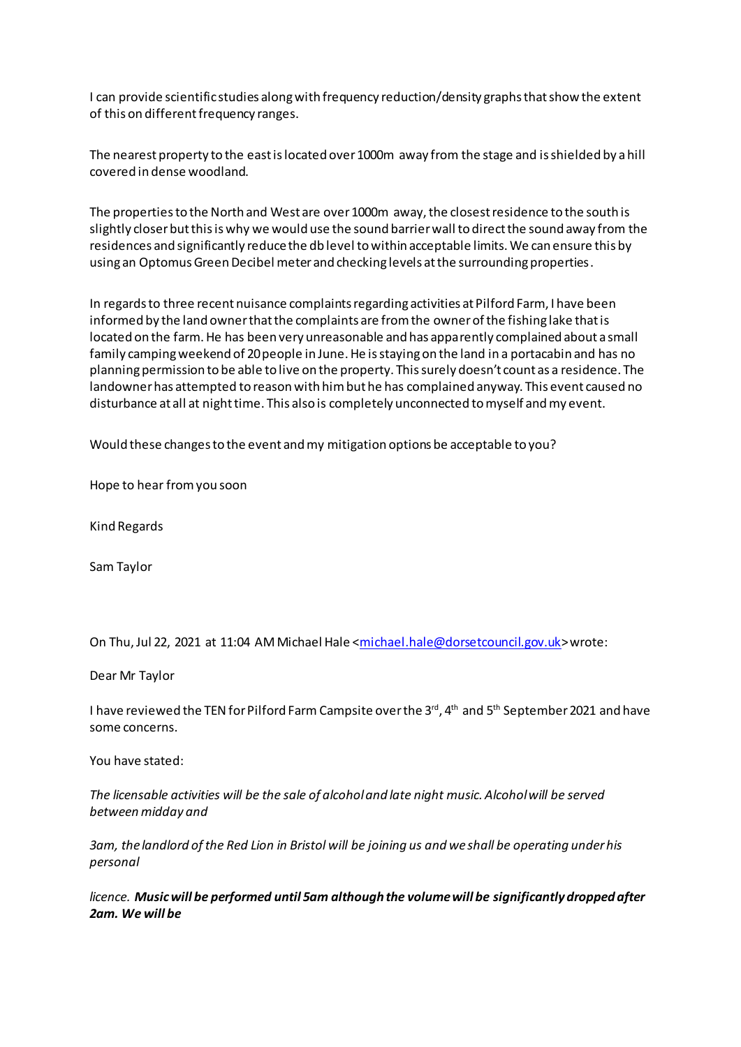I can provide scientific studies along with frequency reduction/density graphs that show the extent of this on different frequency ranges.

The nearest property to the east is located over 1000m away from the stage and is shielded by a hill covered in dense woodland.

The properties to the North and West are over 1000m away, the closest residence to the south is slightly closer but this is why we would use the sound barrier wall to direct the sound away from the residences and significantly reduce the db level to within acceptable limits. We can ensure this by using an Optomus Green Decibel meter and checking levels at the surrounding properties.

In regards to three recent nuisance complaints regarding activities at Pilford Farm, I have been informed by the land owner that the complaints are from the owner of the fishing lake that is located on the farm. He has been very unreasonable and has apparently complained about a small family camping weekend of 20 people in June. He is staying on the land in a portacabin and has no planning permission to be able to live on the property. This surely doesn't count as a residence. The landowner has attempted to reason with him but he has complained anyway. This event caused no disturbance at all at night time. This also is completely unconnected to myself and my event.

Would these changes to the event and my mitigation options be acceptable to you?

Hope to hear from you soon

Kind Regards

Sam Taylor

On Thu, Jul 22, 2021 at 11:04 AM Michael Hale <michael.hale@dorsetcouncil.gov.uk> wrote:

Dear Mr Taylor

I have reviewed the TEN for Pilford Farm Campsite over the 3rd, 4th and 5th September 2021 and have some concerns.

You have stated:

*The licensable activities will be the sale of alcohol and late night music. Alcohol will be served between midday and*

*3am, the landlord of the Red Lion in Bristol will be joining us and we shall be operating under his personal*

*licence.* ***Music will be performed until 5am although the volume will be significantly dropped after 2am. We will be***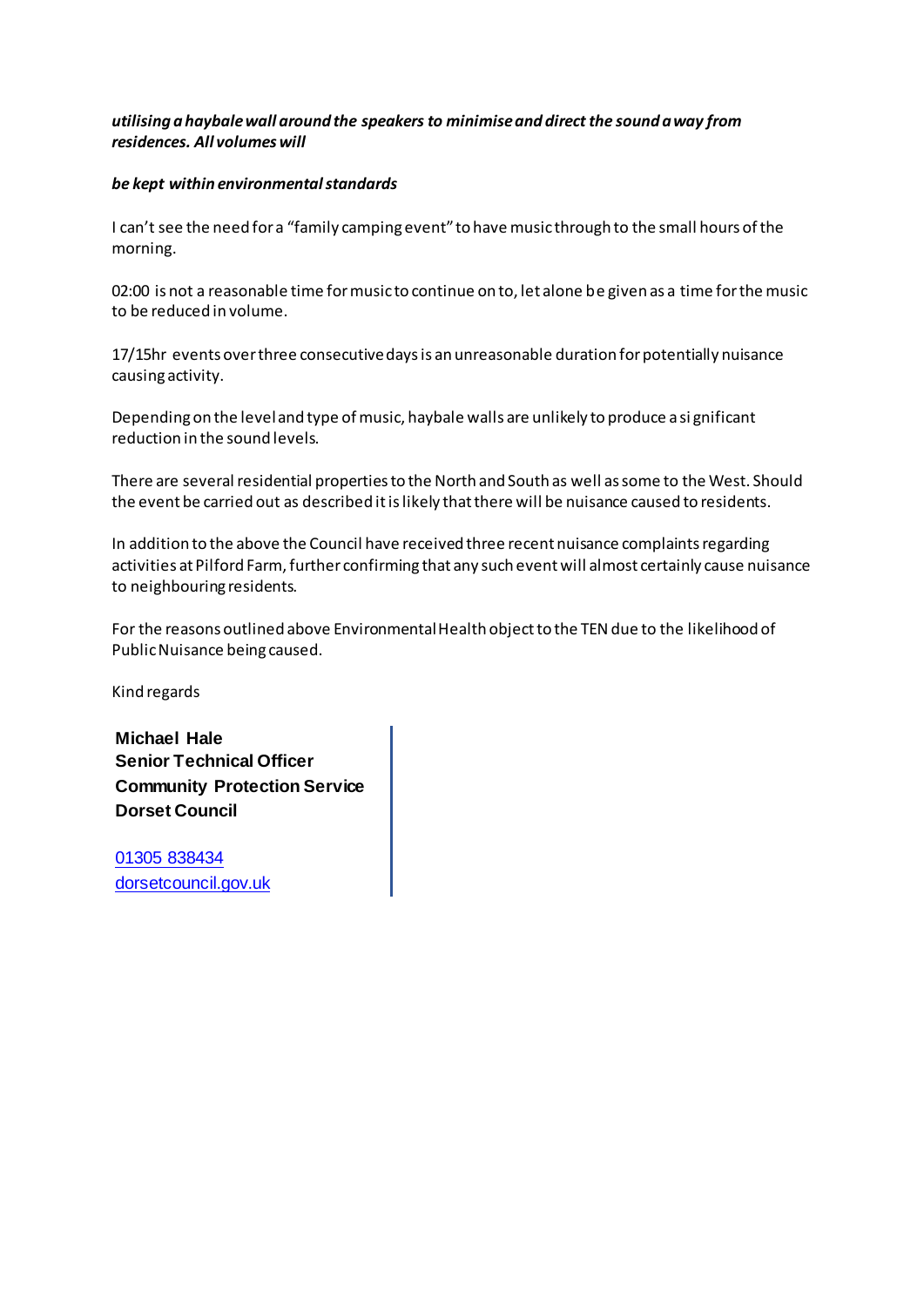***utilising a haybale wall around the speakers to minimise and direct the sound away from residences. All volumes will***

***be kept within environmental standards***

I can't see the need for a "family camping event" to have music through to the small hours of the morning.

02:00 is not a reasonable time for music to continue on to, let alone be given as a time for the music to be reduced in volume.

17/15hr events over three consecutive days is an unreasonable duration for potentially nuisance causing activity.

Depending on the level and type of music, haybale walls are unlikely to produce a significant reduction in the sound levels.

There are several residential properties to the North and South as well as some to the West. Should the event be carried out as described it is likely that there will be nuisance caused to residents.

In addition to the above the Council have received three recent nuisance complaints regarding activities at Pilford Farm, further confirming that any such event will almost certainly cause nuisance to neighbouring residents.

For the reasons outlined above Environmental Health object to the TEN due to the likelihood of Public Nuisance being caused.

Kind regards

**Michael Hale**
**Senior Technical Officer**
**Community Protection Service**
**Dorset Council**

01305 838434
dorsetcouncil.gov.uk